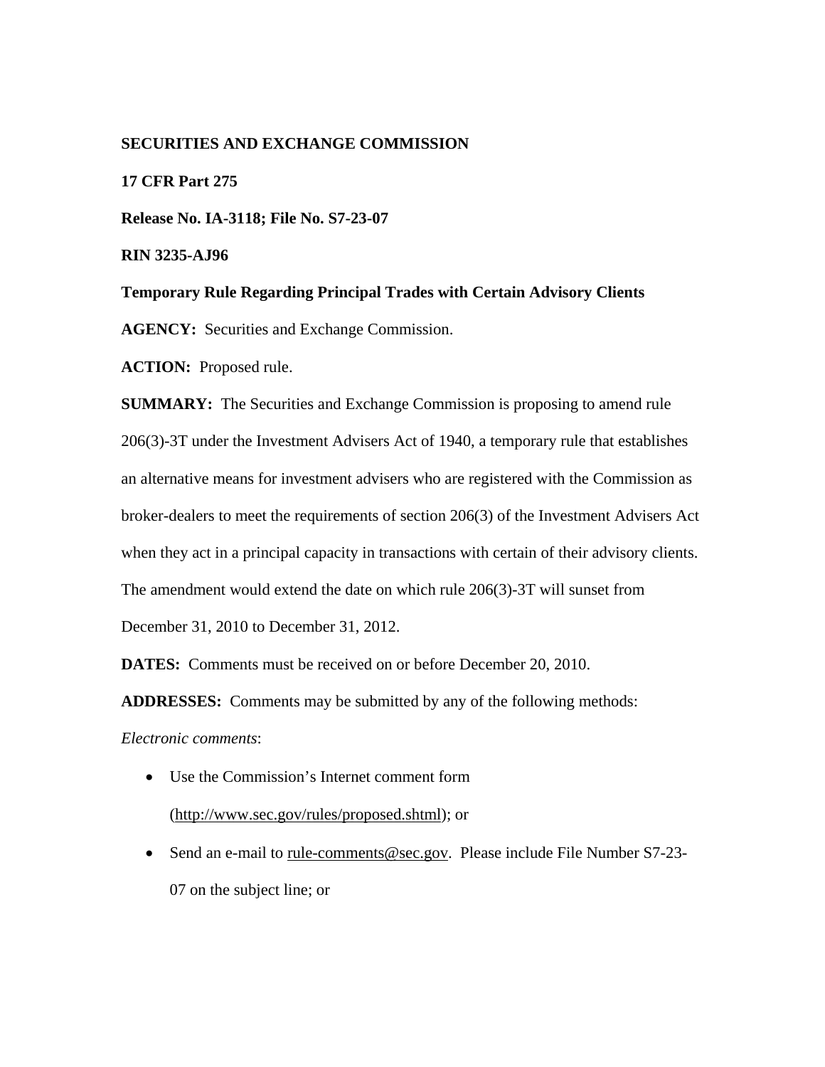**SECURITIES AND EXCHANGE COMMISSION**

**17 CFR Part 275**

**Release No. IA-3118; File No. S7-23-07**

**RIN 3235-AJ96**

**Temporary Rule Regarding Principal Trades with Certain Advisory Clients**

**AGENCY:** Securities and Exchange Commission.

**ACTION:** Proposed rule.

**SUMMARY:** The Securities and Exchange Commission is proposing to amend rule 206(3)-3T under the Investment Advisers Act of 1940, a temporary rule that establishes an alternative means for investment advisers who are registered with the Commission as broker-dealers to meet the requirements of section 206(3) of the Investment Advisers Act when they act in a principal capacity in transactions with certain of their advisory clients. The amendment would extend the date on which rule 206(3)-3T will sunset from December 31, 2010 to December 31, 2012.

**DATES:** Comments must be received on or before December 20, 2010.

**ADDRESSES:** Comments may be submitted by any of the following methods:

*Electronic comments*:

- Use the Commission's Internet comment form (http://www.sec.gov/rules/proposed.shtml); or
- Send an e-mail to rule-comments@sec.gov. Please include File Number S7-23-07 on the subject line; or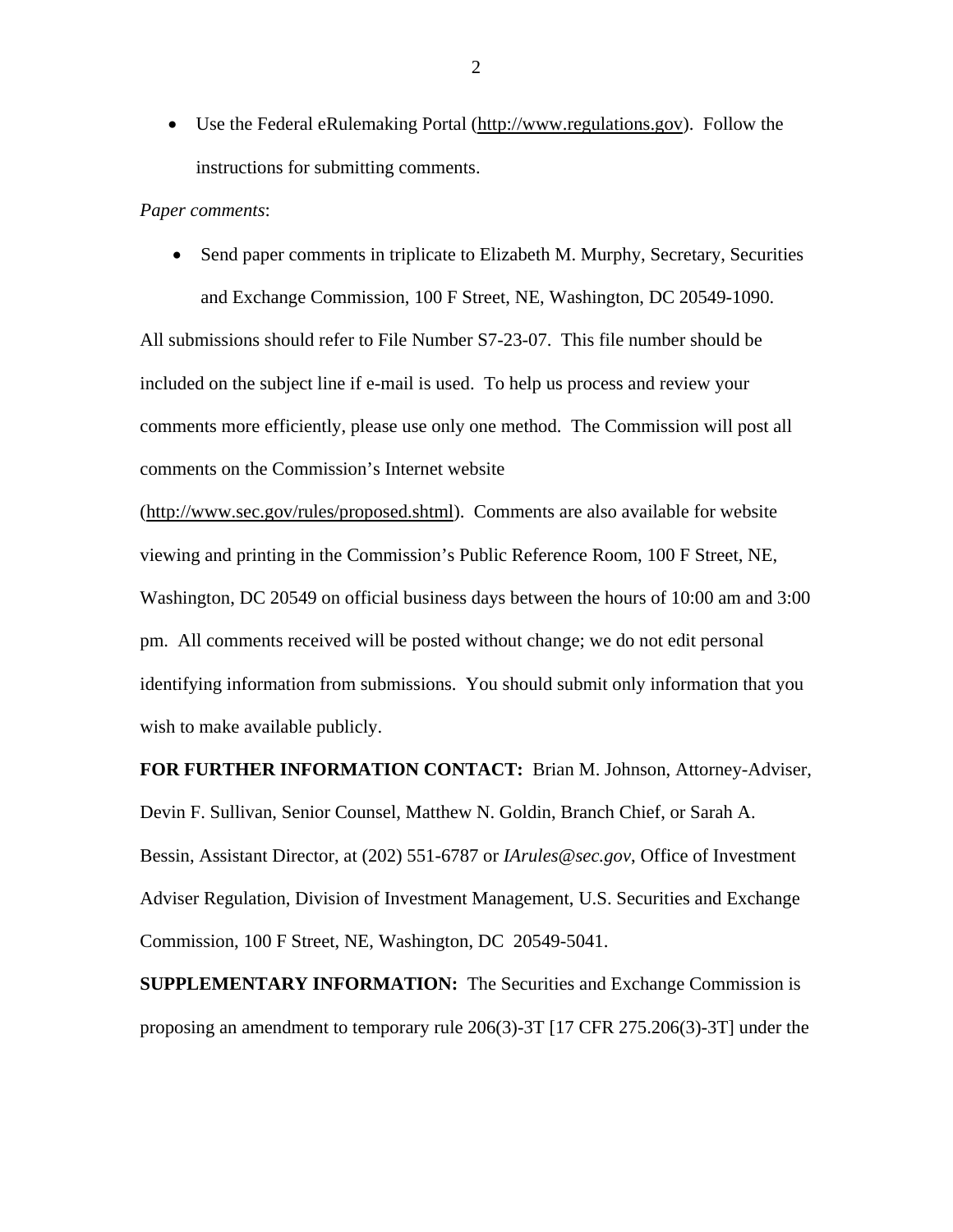- Use the Federal eRulemaking Portal (http://www.regulations.gov). Follow the instructions for submitting comments.

*Paper comments*:

- Send paper comments in triplicate to Elizabeth M. Murphy, Secretary, Securities and Exchange Commission, 100 F Street, NE, Washington, DC 20549-1090.

All submissions should refer to File Number S7-23-07. This file number should be included on the subject line if e-mail is used. To help us process and review your comments more efficiently, please use only one method. The Commission will post all comments on the Commission's Internet website (http://www.sec.gov/rules/proposed.shtml). Comments are also available for website viewing and printing in the Commission's Public Reference Room, 100 F Street, NE, Washington, DC 20549 on official business days between the hours of 10:00 am and 3:00 pm. All comments received will be posted without change; we do not edit personal identifying information from submissions. You should submit only information that you wish to make available publicly.

**FOR FURTHER INFORMATION CONTACT:** Brian M. Johnson, Attorney-Adviser, Devin F. Sullivan, Senior Counsel, Matthew N. Goldin, Branch Chief, or Sarah A. Bessin, Assistant Director, at (202) 551-6787 or *IArules@sec.gov*, Office of Investment Adviser Regulation, Division of Investment Management, U.S. Securities and Exchange Commission, 100 F Street, NE, Washington, DC 20549-5041.

**SUPPLEMENTARY INFORMATION:** The Securities and Exchange Commission is proposing an amendment to temporary rule 206(3)-3T [17 CFR 275.206(3)-3T] under the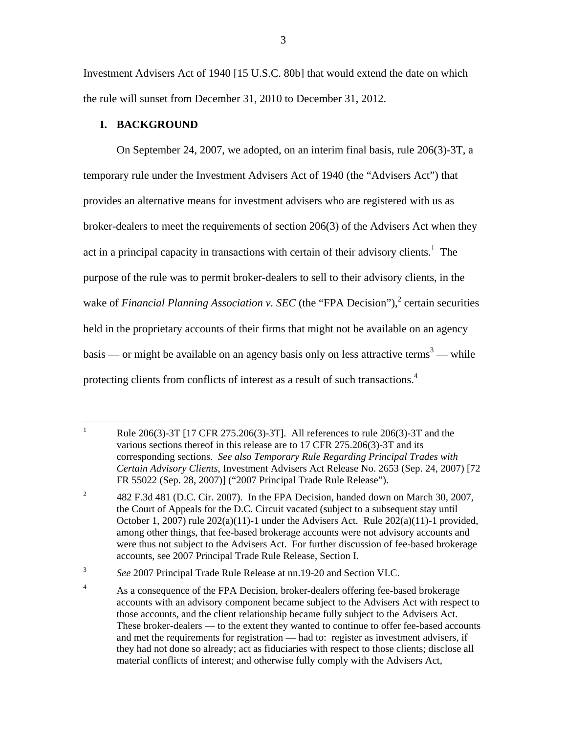Investment Advisers Act of 1940 [15 U.S.C. 80b] that would extend the date on which the rule will sunset from December 31, 2010 to December 31, 2012.

## I. BACKGROUND

On September 24, 2007, we adopted, on an interim final basis, rule 206(3)-3T, a temporary rule under the Investment Advisers Act of 1940 (the "Advisers Act") that provides an alternative means for investment advisers who are registered with us as broker-dealers to meet the requirements of section 206(3) of the Advisers Act when they act in a principal capacity in transactions with certain of their advisory clients.[1] The purpose of the rule was to permit broker-dealers to sell to their advisory clients, in the wake of *Financial Planning Association v. SEC* (the "FPA Decision"),[2] certain securities held in the proprietary accounts of their firms that might not be available on an agency basis — or might be available on an agency basis only on less attractive terms[3] — while protecting clients from conflicts of interest as a result of such transactions.[4]

---

[1] Rule 206(3)-3T [17 CFR 275.206(3)-3T]. All references to rule 206(3)-3T and the various sections thereof in this release are to 17 CFR 275.206(3)-3T and its corresponding sections. *See also Temporary Rule Regarding Principal Trades with Certain Advisory Clients*, Investment Advisers Act Release No. 2653 (Sep. 24, 2007) [72 FR 55022 (Sep. 28, 2007)] ("2007 Principal Trade Rule Release").

[2] 482 F.3d 481 (D.C. Cir. 2007). In the FPA Decision, handed down on March 30, 2007, the Court of Appeals for the D.C. Circuit vacated (subject to a subsequent stay until October 1, 2007) rule 202(a)(11)-1 under the Advisers Act. Rule 202(a)(11)-1 provided, among other things, that fee-based brokerage accounts were not advisory accounts and were thus not subject to the Advisers Act. For further discussion of fee-based brokerage accounts, see 2007 Principal Trade Rule Release, Section I.

[3] *See* 2007 Principal Trade Rule Release at nn.19-20 and Section VI.C.

[4] As a consequence of the FPA Decision, broker-dealers offering fee-based brokerage accounts with an advisory component became subject to the Advisers Act with respect to those accounts, and the client relationship became fully subject to the Advisers Act. These broker-dealers — to the extent they wanted to continue to offer fee-based accounts and met the requirements for registration — had to: register as investment advisers, if they had not done so already; act as fiduciaries with respect to those clients; disclose all material conflicts of interest; and otherwise fully comply with the Advisers Act,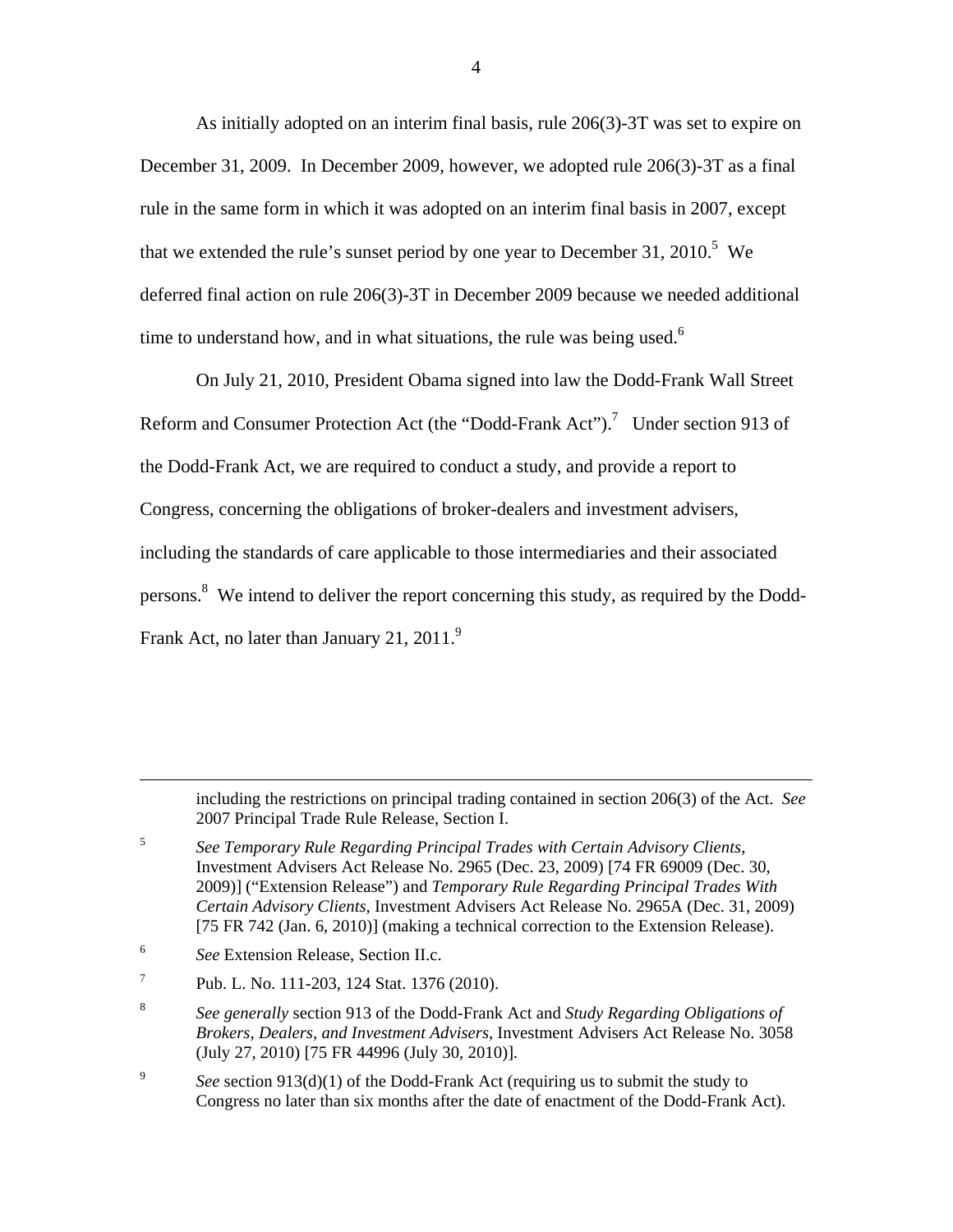As initially adopted on an interim final basis, rule 206(3)-3T was set to expire on December 31, 2009. In December 2009, however, we adopted rule 206(3)-3T as a final rule in the same form in which it was adopted on an interim final basis in 2007, except that we extended the rule's sunset period by one year to December 31, 2010.[5] We deferred final action on rule 206(3)-3T in December 2009 because we needed additional time to understand how, and in what situations, the rule was being used.[6]

On July 21, 2010, President Obama signed into law the Dodd-Frank Wall Street Reform and Consumer Protection Act (the "Dodd-Frank Act").[7] Under section 913 of the Dodd-Frank Act, we are required to conduct a study, and provide a report to Congress, concerning the obligations of broker-dealers and investment advisers, including the standards of care applicable to those intermediaries and their associated persons.[8] We intend to deliver the report concerning this study, as required by the Dodd-Frank Act, no later than January 21, 2011.[9]

---

including the restrictions on principal trading contained in section 206(3) of the Act. *See* 2007 Principal Trade Rule Release, Section I.

[5] *See Temporary Rule Regarding Principal Trades with Certain Advisory Clients*, Investment Advisers Act Release No. 2965 (Dec. 23, 2009) [74 FR 69009 (Dec. 30, 2009)] ("Extension Release") and *Temporary Rule Regarding Principal Trades With Certain Advisory Clients*, Investment Advisers Act Release No. 2965A (Dec. 31, 2009) [75 FR 742 (Jan. 6, 2010)] (making a technical correction to the Extension Release).

[6] *See* Extension Release, Section II.c.

[7] Pub. L. No. 111-203, 124 Stat. 1376 (2010).

[8] *See generally* section 913 of the Dodd-Frank Act and *Study Regarding Obligations of Brokers, Dealers, and Investment Advisers*, Investment Advisers Act Release No. 3058 (July 27, 2010) [75 FR 44996 (July 30, 2010)].

[9] *See* section 913(d)(1) of the Dodd-Frank Act (requiring us to submit the study to Congress no later than six months after the date of enactment of the Dodd-Frank Act).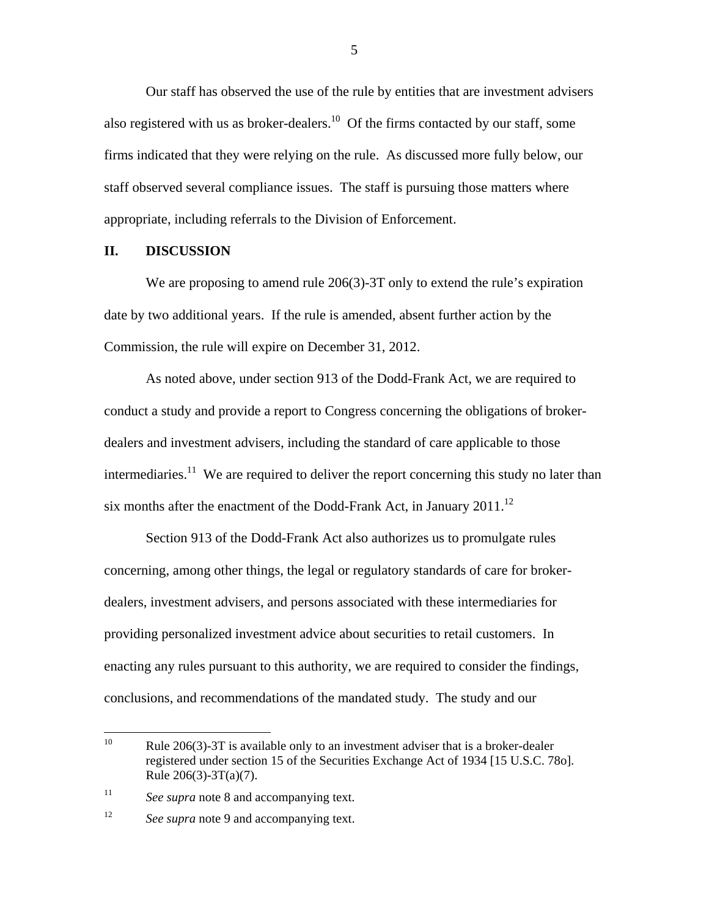Our staff has observed the use of the rule by entities that are investment advisers also registered with us as broker-dealers.[10] Of the firms contacted by our staff, some firms indicated that they were relying on the rule. As discussed more fully below, our staff observed several compliance issues. The staff is pursuing those matters where appropriate, including referrals to the Division of Enforcement.

## II. DISCUSSION

We are proposing to amend rule 206(3)-3T only to extend the rule's expiration date by two additional years. If the rule is amended, absent further action by the Commission, the rule will expire on December 31, 2012.

As noted above, under section 913 of the Dodd-Frank Act, we are required to conduct a study and provide a report to Congress concerning the obligations of broker-dealers and investment advisers, including the standard of care applicable to those intermediaries.[11] We are required to deliver the report concerning this study no later than six months after the enactment of the Dodd-Frank Act, in January 2011.[12]

Section 913 of the Dodd-Frank Act also authorizes us to promulgate rules concerning, among other things, the legal or regulatory standards of care for broker-dealers, investment advisers, and persons associated with these intermediaries for providing personalized investment advice about securities to retail customers. In enacting any rules pursuant to this authority, we are required to consider the findings, conclusions, and recommendations of the mandated study. The study and our

---

[10] Rule 206(3)-3T is available only to an investment adviser that is a broker-dealer registered under section 15 of the Securities Exchange Act of 1934 [15 U.S.C. 78o]. Rule 206(3)-3T(a)(7).

[11] *See supra* note 8 and accompanying text.

[12] *See supra* note 9 and accompanying text.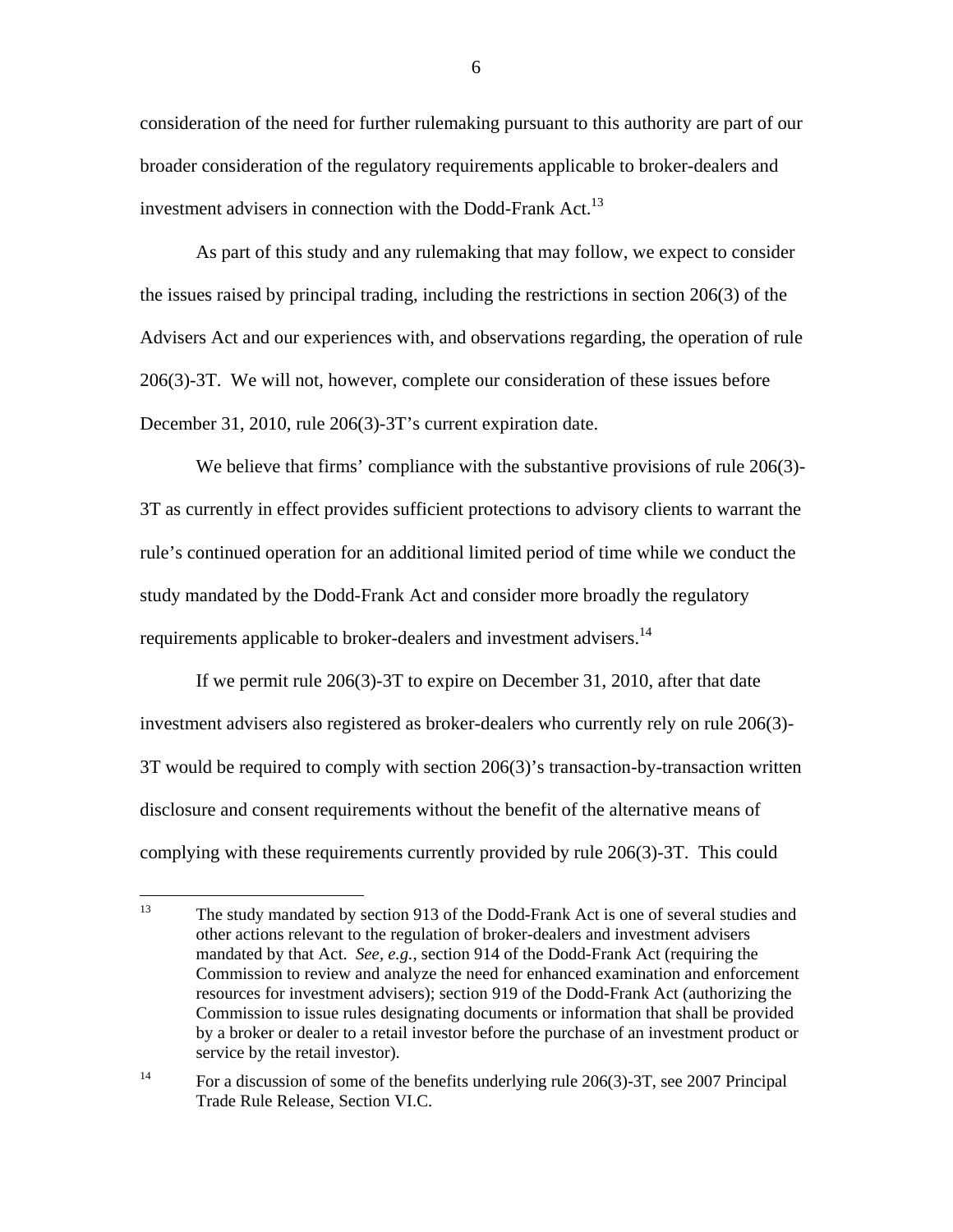consideration of the need for further rulemaking pursuant to this authority are part of our broader consideration of the regulatory requirements applicable to broker-dealers and investment advisers in connection with the Dodd-Frank Act.[13]

As part of this study and any rulemaking that may follow, we expect to consider the issues raised by principal trading, including the restrictions in section 206(3) of the Advisers Act and our experiences with, and observations regarding, the operation of rule 206(3)-3T. We will not, however, complete our consideration of these issues before December 31, 2010, rule 206(3)-3T's current expiration date.

We believe that firms' compliance with the substantive provisions of rule 206(3)-3T as currently in effect provides sufficient protections to advisory clients to warrant the rule's continued operation for an additional limited period of time while we conduct the study mandated by the Dodd-Frank Act and consider more broadly the regulatory requirements applicable to broker-dealers and investment advisers.[14]

If we permit rule 206(3)-3T to expire on December 31, 2010, after that date investment advisers also registered as broker-dealers who currently rely on rule 206(3)-3T would be required to comply with section 206(3)'s transaction-by-transaction written disclosure and consent requirements without the benefit of the alternative means of complying with these requirements currently provided by rule 206(3)-3T. This could

---

[13] The study mandated by section 913 of the Dodd-Frank Act is one of several studies and other actions relevant to the regulation of broker-dealers and investment advisers mandated by that Act. *See, e.g.*, section 914 of the Dodd-Frank Act (requiring the Commission to review and analyze the need for enhanced examination and enforcement resources for investment advisers); section 919 of the Dodd-Frank Act (authorizing the Commission to issue rules designating documents or information that shall be provided by a broker or dealer to a retail investor before the purchase of an investment product or service by the retail investor).

[14] For a discussion of some of the benefits underlying rule 206(3)-3T, see 2007 Principal Trade Rule Release, Section VI.C.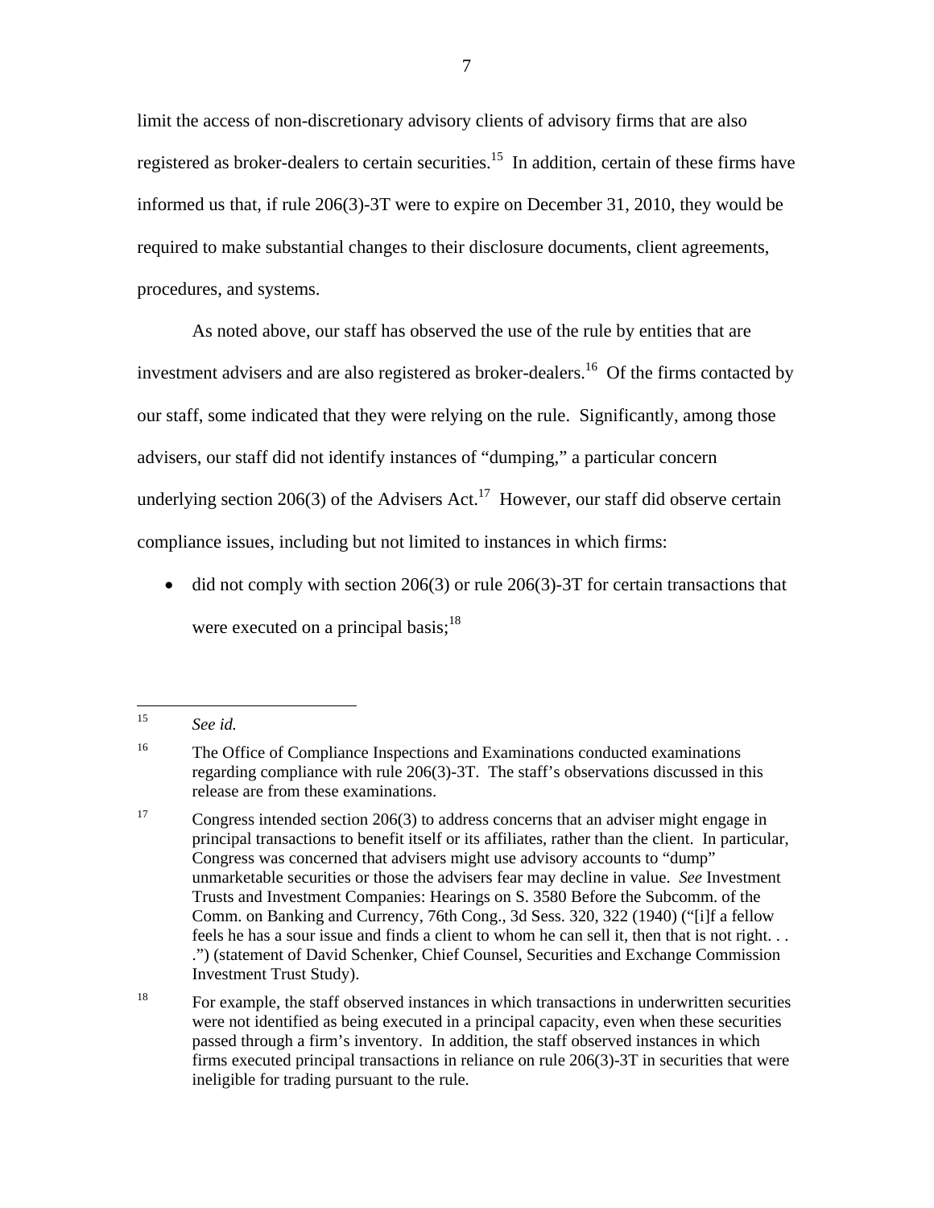limit the access of non-discretionary advisory clients of advisory firms that are also registered as broker-dealers to certain securities.[15] In addition, certain of these firms have informed us that, if rule 206(3)-3T were to expire on December 31, 2010, they would be required to make substantial changes to their disclosure documents, client agreements, procedures, and systems.

As noted above, our staff has observed the use of the rule by entities that are investment advisers and are also registered as broker-dealers.[16] Of the firms contacted by our staff, some indicated that they were relying on the rule. Significantly, among those advisers, our staff did not identify instances of "dumping," a particular concern underlying section 206(3) of the Advisers Act.[17] However, our staff did observe certain compliance issues, including but not limited to instances in which firms:

- did not comply with section 206(3) or rule 206(3)-3T for certain transactions that were executed on a principal basis;[18]

---

[15] *See id.*

[16] The Office of Compliance Inspections and Examinations conducted examinations regarding compliance with rule 206(3)-3T. The staff's observations discussed in this release are from these examinations.

[17] Congress intended section 206(3) to address concerns that an adviser might engage in principal transactions to benefit itself or its affiliates, rather than the client. In particular, Congress was concerned that advisers might use advisory accounts to "dump" unmarketable securities or those the advisers fear may decline in value. *See* Investment Trusts and Investment Companies: Hearings on S. 3580 Before the Subcomm. of the Comm. on Banking and Currency, 76th Cong., 3d Sess. 320, 322 (1940) ("[i]f a fellow feels he has a sour issue and finds a client to whom he can sell it, then that is not right. . . .") (statement of David Schenker, Chief Counsel, Securities and Exchange Commission Investment Trust Study).

[18] For example, the staff observed instances in which transactions in underwritten securities were not identified as being executed in a principal capacity, even when these securities passed through a firm's inventory. In addition, the staff observed instances in which firms executed principal transactions in reliance on rule 206(3)-3T in securities that were ineligible for trading pursuant to the rule.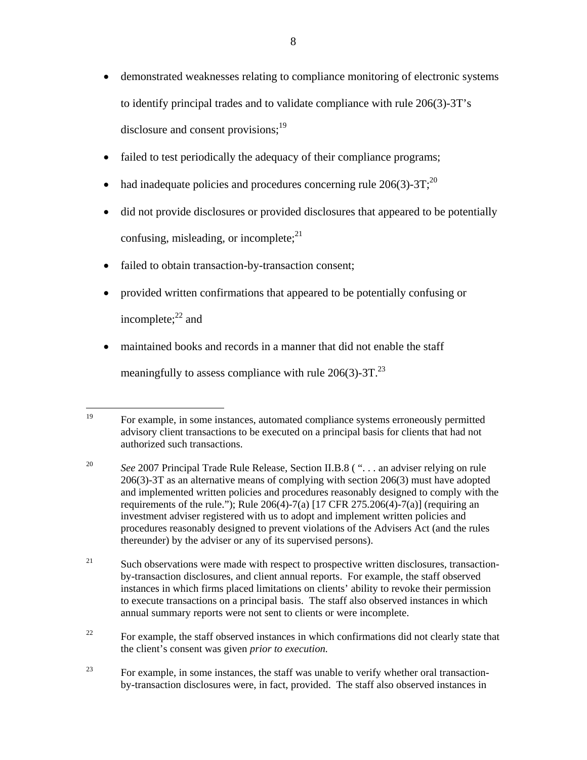- demonstrated weaknesses relating to compliance monitoring of electronic systems to identify principal trades and to validate compliance with rule 206(3)-3T's disclosure and consent provisions;[19]
- failed to test periodically the adequacy of their compliance programs;
- had inadequate policies and procedures concerning rule 206(3)-3T;[20]
- did not provide disclosures or provided disclosures that appeared to be potentially confusing, misleading, or incomplete;[21]
- failed to obtain transaction-by-transaction consent;
- provided written confirmations that appeared to be potentially confusing or incomplete;[22] and
- maintained books and records in a manner that did not enable the staff meaningfully to assess compliance with rule 206(3)-3T.[23]

---

[19] For example, in some instances, automated compliance systems erroneously permitted advisory client transactions to be executed on a principal basis for clients that had not authorized such transactions.

[20] *See* 2007 Principal Trade Rule Release, Section II.B.8 ( ". . . an adviser relying on rule 206(3)-3T as an alternative means of complying with section 206(3) must have adopted and implemented written policies and procedures reasonably designed to comply with the requirements of the rule."); Rule 206(4)-7(a) [17 CFR 275.206(4)-7(a)] (requiring an investment adviser registered with us to adopt and implement written policies and procedures reasonably designed to prevent violations of the Advisers Act (and the rules thereunder) by the adviser or any of its supervised persons).

[21] Such observations were made with respect to prospective written disclosures, transaction-by-transaction disclosures, and client annual reports. For example, the staff observed instances in which firms placed limitations on clients' ability to revoke their permission to execute transactions on a principal basis. The staff also observed instances in which annual summary reports were not sent to clients or were incomplete.

[22] For example, the staff observed instances in which confirmations did not clearly state that the client's consent was given *prior to execution.*

[23] For example, in some instances, the staff was unable to verify whether oral transaction-by-transaction disclosures were, in fact, provided. The staff also observed instances in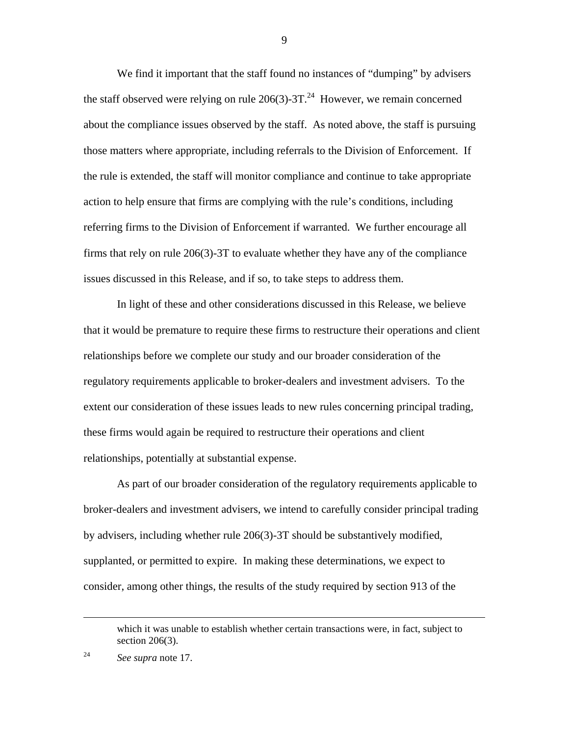We find it important that the staff found no instances of "dumping" by advisers the staff observed were relying on rule 206(3)-3T.[24] However, we remain concerned about the compliance issues observed by the staff. As noted above, the staff is pursuing those matters where appropriate, including referrals to the Division of Enforcement. If the rule is extended, the staff will monitor compliance and continue to take appropriate action to help ensure that firms are complying with the rule's conditions, including referring firms to the Division of Enforcement if warranted. We further encourage all firms that rely on rule 206(3)-3T to evaluate whether they have any of the compliance issues discussed in this Release, and if so, to take steps to address them.

In light of these and other considerations discussed in this Release, we believe that it would be premature to require these firms to restructure their operations and client relationships before we complete our study and our broader consideration of the regulatory requirements applicable to broker-dealers and investment advisers. To the extent our consideration of these issues leads to new rules concerning principal trading, these firms would again be required to restructure their operations and client relationships, potentially at substantial expense.

As part of our broader consideration of the regulatory requirements applicable to broker-dealers and investment advisers, we intend to carefully consider principal trading by advisers, including whether rule 206(3)-3T should be substantively modified, supplanted, or permitted to expire. In making these determinations, we expect to consider, among other things, the results of the study required by section 913 of the

---

which it was unable to establish whether certain transactions were, in fact, subject to section 206(3).

[24] *See supra* note 17.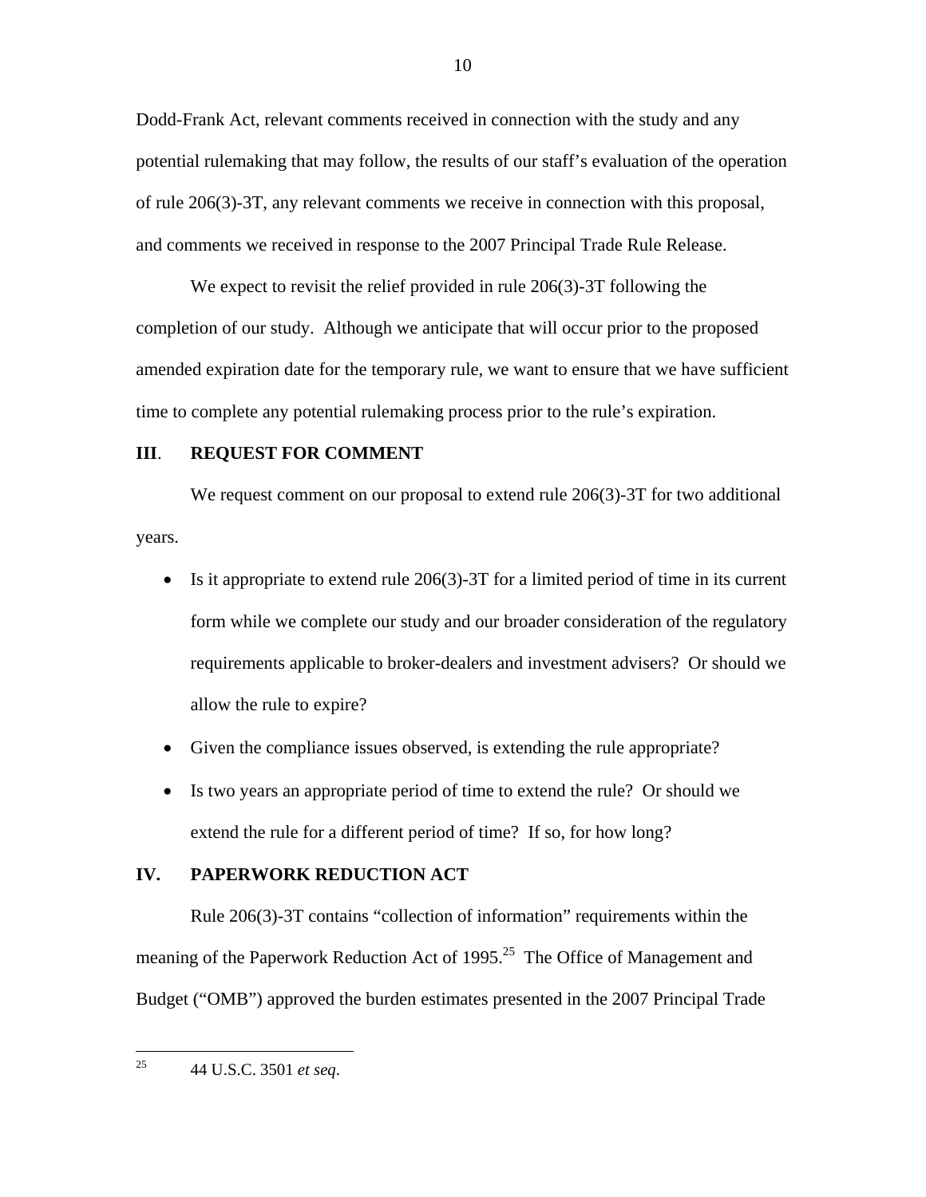Dodd-Frank Act, relevant comments received in connection with the study and any potential rulemaking that may follow, the results of our staff's evaluation of the operation of rule 206(3)-3T, any relevant comments we receive in connection with this proposal, and comments we received in response to the 2007 Principal Trade Rule Release.

We expect to revisit the relief provided in rule 206(3)-3T following the completion of our study. Although we anticipate that will occur prior to the proposed amended expiration date for the temporary rule, we want to ensure that we have sufficient time to complete any potential rulemaking process prior to the rule's expiration.

## III. REQUEST FOR COMMENT

We request comment on our proposal to extend rule 206(3)-3T for two additional years.

- Is it appropriate to extend rule 206(3)-3T for a limited period of time in its current form while we complete our study and our broader consideration of the regulatory requirements applicable to broker-dealers and investment advisers? Or should we allow the rule to expire?
- Given the compliance issues observed, is extending the rule appropriate?
- Is two years an appropriate period of time to extend the rule? Or should we extend the rule for a different period of time? If so, for how long?

## IV. PAPERWORK REDUCTION ACT

Rule 206(3)-3T contains "collection of information" requirements within the meaning of the Paperwork Reduction Act of 1995.[25] The Office of Management and Budget ("OMB") approved the burden estimates presented in the 2007 Principal Trade

---

[25] 44 U.S.C. 3501 *et seq*.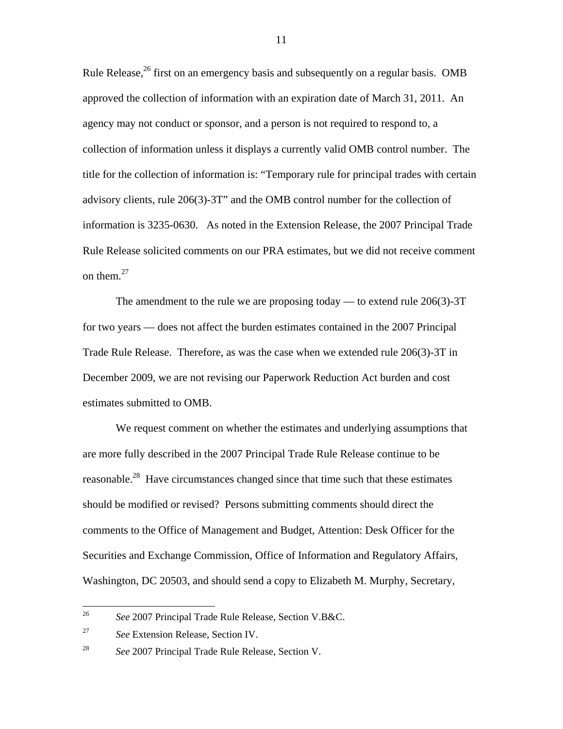Rule Release,[26] first on an emergency basis and subsequently on a regular basis. OMB approved the collection of information with an expiration date of March 31, 2011. An agency may not conduct or sponsor, and a person is not required to respond to, a collection of information unless it displays a currently valid OMB control number. The title for the collection of information is: "Temporary rule for principal trades with certain advisory clients, rule 206(3)-3T" and the OMB control number for the collection of information is 3235-0630. As noted in the Extension Release, the 2007 Principal Trade Rule Release solicited comments on our PRA estimates, but we did not receive comment on them.[27]

The amendment to the rule we are proposing today — to extend rule 206(3)-3T for two years — does not affect the burden estimates contained in the 2007 Principal Trade Rule Release. Therefore, as was the case when we extended rule 206(3)-3T in December 2009, we are not revising our Paperwork Reduction Act burden and cost estimates submitted to OMB.

We request comment on whether the estimates and underlying assumptions that are more fully described in the 2007 Principal Trade Rule Release continue to be reasonable.[28] Have circumstances changed since that time such that these estimates should be modified or revised? Persons submitting comments should direct the comments to the Office of Management and Budget, Attention: Desk Officer for the Securities and Exchange Commission, Office of Information and Regulatory Affairs, Washington, DC 20503, and should send a copy to Elizabeth M. Murphy, Secretary,

---

[26] *See* 2007 Principal Trade Rule Release, Section V.B&C.

[27] *See* Extension Release, Section IV.

[28] *See* 2007 Principal Trade Rule Release, Section V.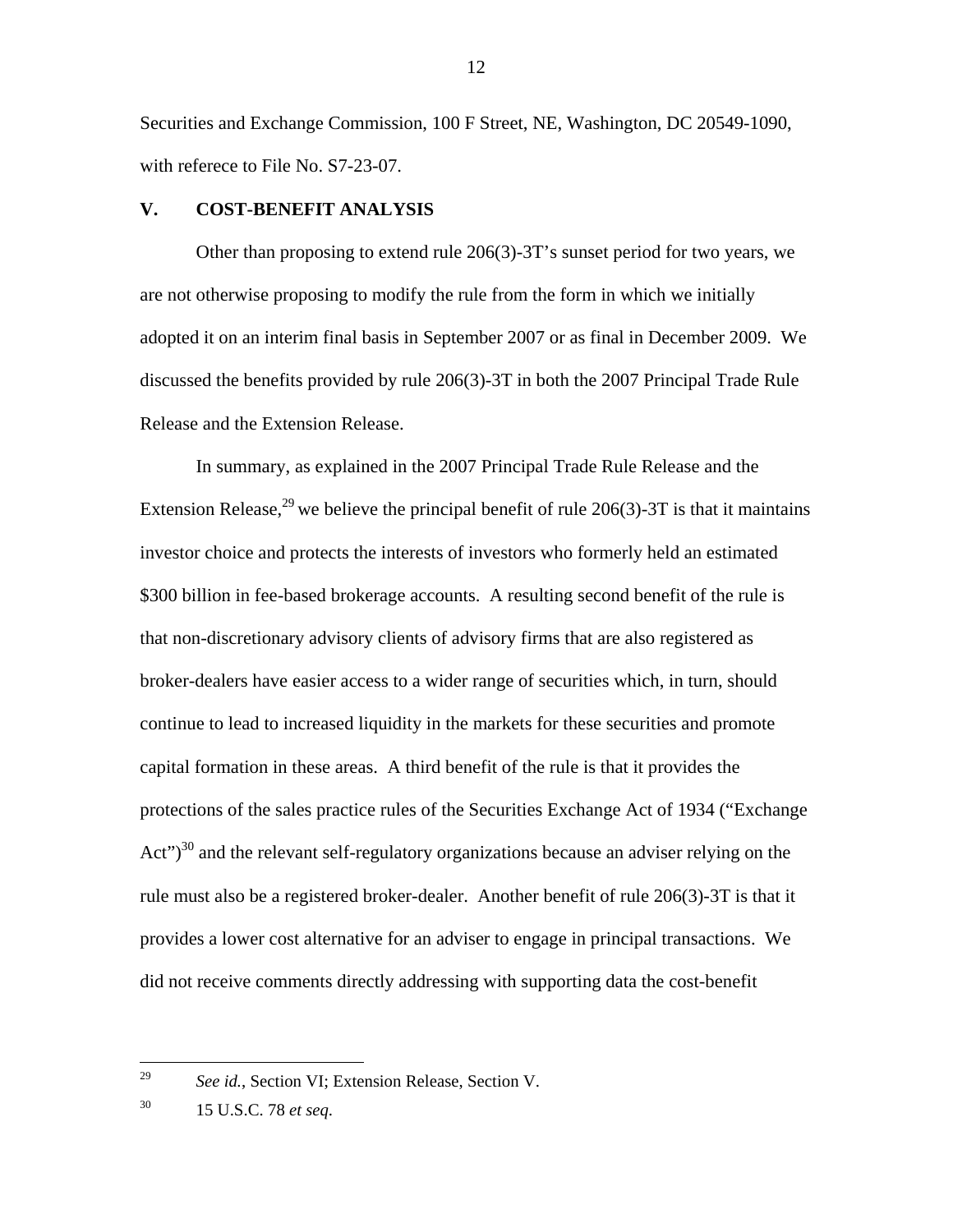Securities and Exchange Commission, 100 F Street, NE, Washington, DC 20549-1090, with referece to File No. S7-23-07.

## V. COST-BENEFIT ANALYSIS

Other than proposing to extend rule 206(3)-3T's sunset period for two years, we are not otherwise proposing to modify the rule from the form in which we initially adopted it on an interim final basis in September 2007 or as final in December 2009. We discussed the benefits provided by rule 206(3)-3T in both the 2007 Principal Trade Rule Release and the Extension Release.

In summary, as explained in the 2007 Principal Trade Rule Release and the Extension Release,[29] we believe the principal benefit of rule 206(3)-3T is that it maintains investor choice and protects the interests of investors who formerly held an estimated $300 billion in fee-based brokerage accounts. A resulting second benefit of the rule is that non-discretionary advisory clients of advisory firms that are also registered as broker-dealers have easier access to a wider range of securities which, in turn, should continue to lead to increased liquidity in the markets for these securities and promote capital formation in these areas. A third benefit of the rule is that it provides the protections of the sales practice rules of the Securities Exchange Act of 1934 ("Exchange Act")[30] and the relevant self-regulatory organizations because an adviser relying on the rule must also be a registered broker-dealer. Another benefit of rule 206(3)-3T is that it provides a lower cost alternative for an adviser to engage in principal transactions. We did not receive comments directly addressing with supporting data the cost-benefit

---

[29] *See id.*, Section VI; Extension Release, Section V.

[30] 15 U.S.C. 78 *et seq*.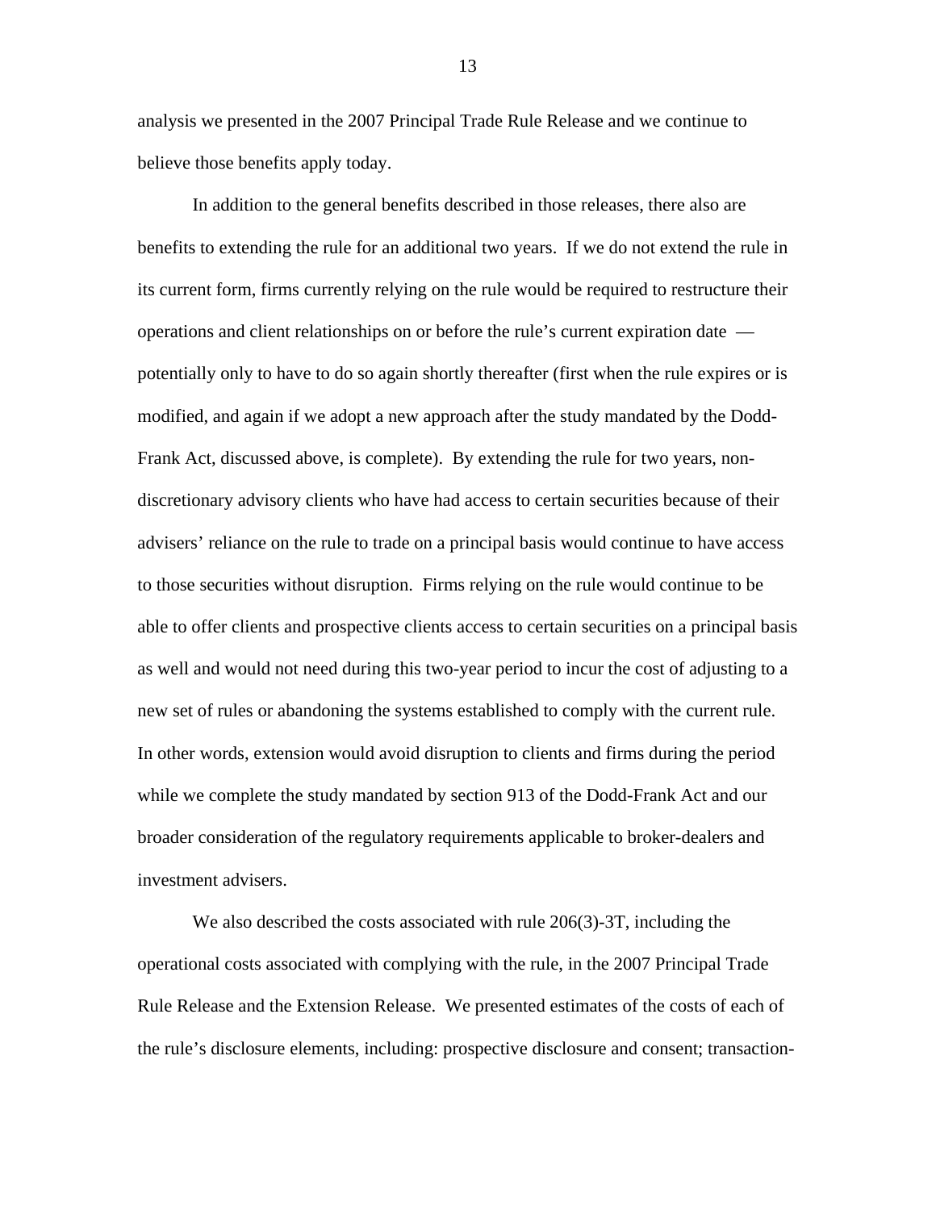analysis we presented in the 2007 Principal Trade Rule Release and we continue to believe those benefits apply today.

In addition to the general benefits described in those releases, there also are benefits to extending the rule for an additional two years. If we do not extend the rule in its current form, firms currently relying on the rule would be required to restructure their operations and client relationships on or before the rule's current expiration date — potentially only to have to do so again shortly thereafter (first when the rule expires or is modified, and again if we adopt a new approach after the study mandated by the Dodd-Frank Act, discussed above, is complete). By extending the rule for two years, non-discretionary advisory clients who have had access to certain securities because of their advisers' reliance on the rule to trade on a principal basis would continue to have access to those securities without disruption. Firms relying on the rule would continue to be able to offer clients and prospective clients access to certain securities on a principal basis as well and would not need during this two-year period to incur the cost of adjusting to a new set of rules or abandoning the systems established to comply with the current rule. In other words, extension would avoid disruption to clients and firms during the period while we complete the study mandated by section 913 of the Dodd-Frank Act and our broader consideration of the regulatory requirements applicable to broker-dealers and investment advisers.

We also described the costs associated with rule 206(3)-3T, including the operational costs associated with complying with the rule, in the 2007 Principal Trade Rule Release and the Extension Release. We presented estimates of the costs of each of the rule's disclosure elements, including: prospective disclosure and consent; transaction-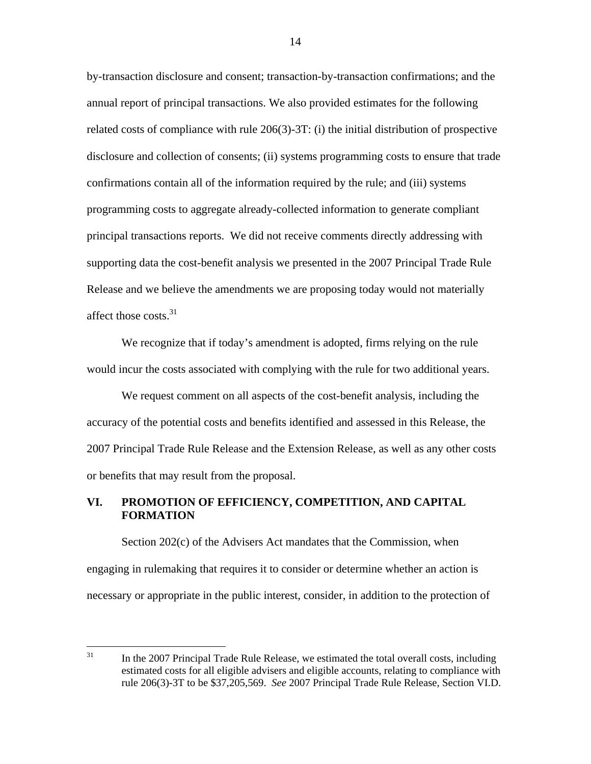by-transaction disclosure and consent; transaction-by-transaction confirmations; and the annual report of principal transactions. We also provided estimates for the following related costs of compliance with rule 206(3)-3T: (i) the initial distribution of prospective disclosure and collection of consents; (ii) systems programming costs to ensure that trade confirmations contain all of the information required by the rule; and (iii) systems programming costs to aggregate already-collected information to generate compliant principal transactions reports. We did not receive comments directly addressing with supporting data the cost-benefit analysis we presented in the 2007 Principal Trade Rule Release and we believe the amendments we are proposing today would not materially affect those costs.[31]

We recognize that if today's amendment is adopted, firms relying on the rule would incur the costs associated with complying with the rule for two additional years.

We request comment on all aspects of the cost-benefit analysis, including the accuracy of the potential costs and benefits identified and assessed in this Release, the 2007 Principal Trade Rule Release and the Extension Release, as well as any other costs or benefits that may result from the proposal.

## VI. PROMOTION OF EFFICIENCY, COMPETITION, AND CAPITAL FORMATION

Section 202(c) of the Advisers Act mandates that the Commission, when engaging in rulemaking that requires it to consider or determine whether an action is necessary or appropriate in the public interest, consider, in addition to the protection of

---

[31] In the 2007 Principal Trade Rule Release, we estimated the total overall costs, including estimated costs for all eligible advisers and eligible accounts, relating to compliance with rule 206(3)-3T to be $37,205,569. *See* 2007 Principal Trade Rule Release, Section VI.D.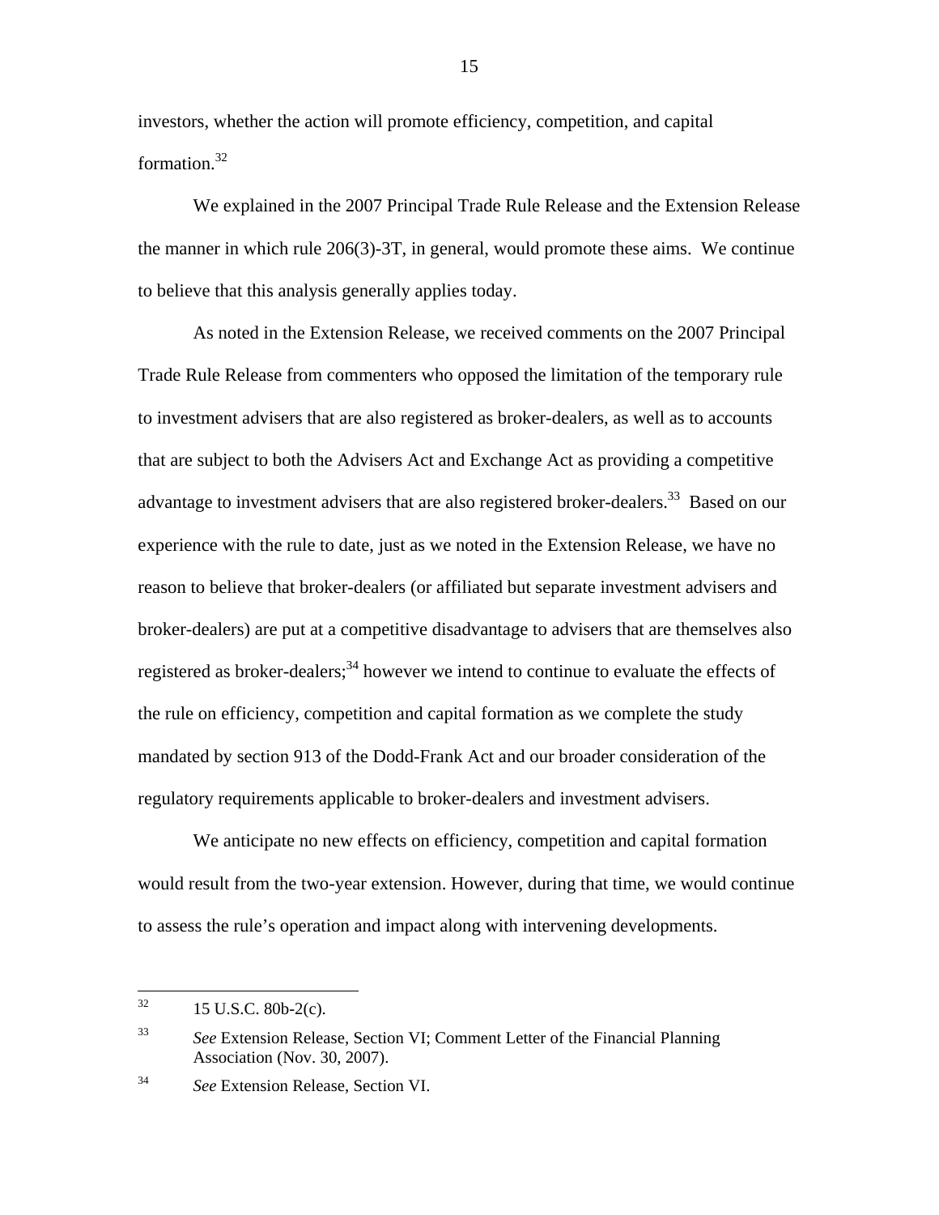investors, whether the action will promote efficiency, competition, and capital formation.[32]

We explained in the 2007 Principal Trade Rule Release and the Extension Release the manner in which rule 206(3)-3T, in general, would promote these aims. We continue to believe that this analysis generally applies today.

As noted in the Extension Release, we received comments on the 2007 Principal Trade Rule Release from commenters who opposed the limitation of the temporary rule to investment advisers that are also registered as broker-dealers, as well as to accounts that are subject to both the Advisers Act and Exchange Act as providing a competitive advantage to investment advisers that are also registered broker-dealers.[33] Based on our experience with the rule to date, just as we noted in the Extension Release, we have no reason to believe that broker-dealers (or affiliated but separate investment advisers and broker-dealers) are put at a competitive disadvantage to advisers that are themselves also registered as broker-dealers;[34] however we intend to continue to evaluate the effects of the rule on efficiency, competition and capital formation as we complete the study mandated by section 913 of the Dodd-Frank Act and our broader consideration of the regulatory requirements applicable to broker-dealers and investment advisers.

We anticipate no new effects on efficiency, competition and capital formation would result from the two-year extension. However, during that time, we would continue to assess the rule's operation and impact along with intervening developments.

---

[32] 15 U.S.C. 80b-2(c).

[33] *See* Extension Release, Section VI; Comment Letter of the Financial Planning Association (Nov. 30, 2007).

[34] *See* Extension Release, Section VI.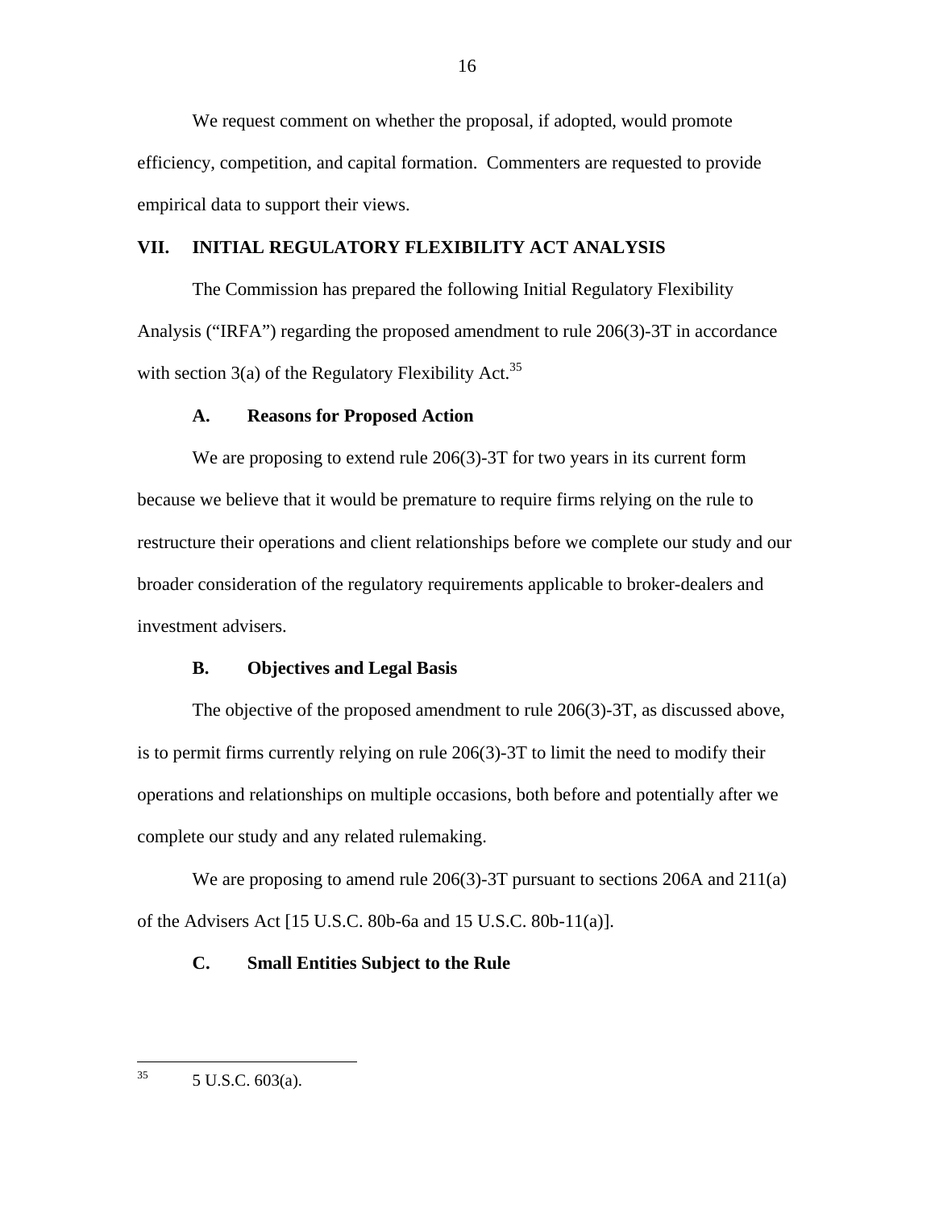We request comment on whether the proposal, if adopted, would promote efficiency, competition, and capital formation. Commenters are requested to provide empirical data to support their views.

## VII. INITIAL REGULATORY FLEXIBILITY ACT ANALYSIS

The Commission has prepared the following Initial Regulatory Flexibility Analysis ("IRFA") regarding the proposed amendment to rule 206(3)-3T in accordance with section 3(a) of the Regulatory Flexibility Act.[35]

### A. Reasons for Proposed Action

We are proposing to extend rule 206(3)-3T for two years in its current form because we believe that it would be premature to require firms relying on the rule to restructure their operations and client relationships before we complete our study and our broader consideration of the regulatory requirements applicable to broker-dealers and investment advisers.

### B. Objectives and Legal Basis

The objective of the proposed amendment to rule 206(3)-3T, as discussed above, is to permit firms currently relying on rule 206(3)-3T to limit the need to modify their operations and relationships on multiple occasions, both before and potentially after we complete our study and any related rulemaking.

We are proposing to amend rule 206(3)-3T pursuant to sections 206A and 211(a) of the Advisers Act [15 U.S.C. 80b-6a and 15 U.S.C. 80b-11(a)].

### C. Small Entities Subject to the Rule

---

[35] 5 U.S.C. 603(a).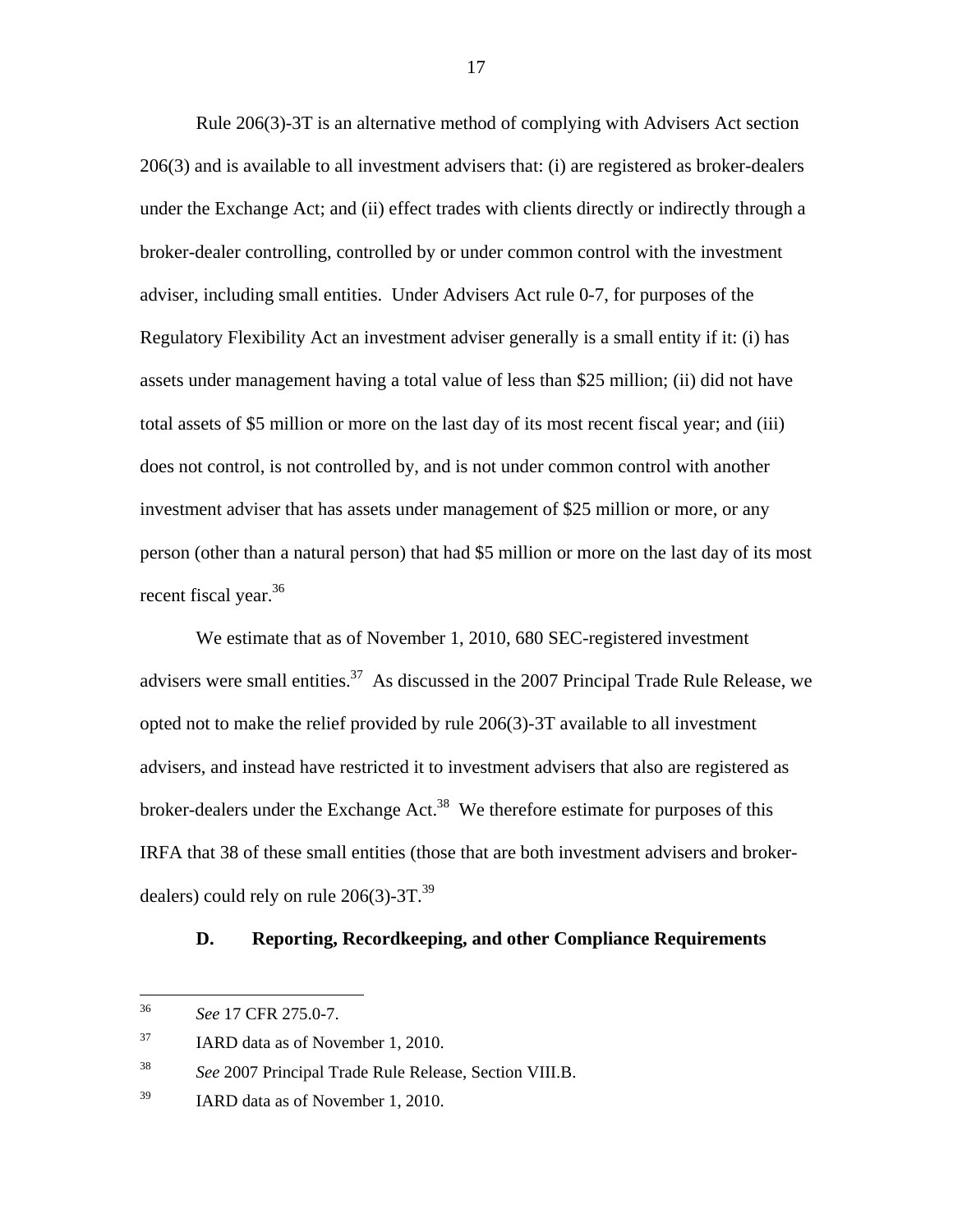Rule 206(3)-3T is an alternative method of complying with Advisers Act section 206(3) and is available to all investment advisers that: (i) are registered as broker-dealers under the Exchange Act; and (ii) effect trades with clients directly or indirectly through a broker-dealer controlling, controlled by or under common control with the investment adviser, including small entities. Under Advisers Act rule 0-7, for purposes of the Regulatory Flexibility Act an investment adviser generally is a small entity if it: (i) has assets under management having a total value of less than $25 million; (ii) did not have total assets of $5 million or more on the last day of its most recent fiscal year; and (iii) does not control, is not controlled by, and is not under common control with another investment adviser that has assets under management of $25 million or more, or any person (other than a natural person) that had $5 million or more on the last day of its most recent fiscal year.[36]

We estimate that as of November 1, 2010, 680 SEC-registered investment advisers were small entities.[37] As discussed in the 2007 Principal Trade Rule Release, we opted not to make the relief provided by rule 206(3)-3T available to all investment advisers, and instead have restricted it to investment advisers that also are registered as broker-dealers under the Exchange Act.[38] We therefore estimate for purposes of this IRFA that 38 of these small entities (those that are both investment advisers and broker-dealers) could rely on rule 206(3)-3T.[39]

### D. Reporting, Recordkeeping, and other Compliance Requirements

---

[36] *See* 17 CFR 275.0-7.

[37] IARD data as of November 1, 2010.

[38] *See* 2007 Principal Trade Rule Release, Section VIII.B.

[39] IARD data as of November 1, 2010.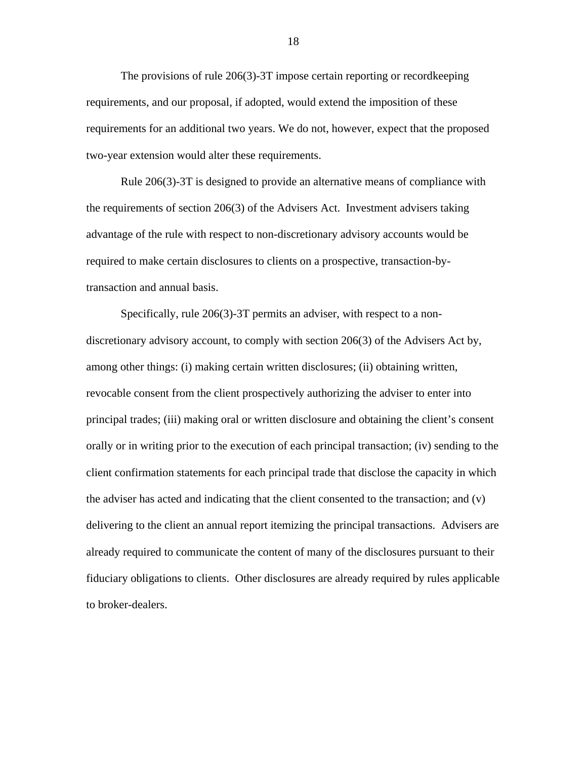The provisions of rule 206(3)-3T impose certain reporting or recordkeeping requirements, and our proposal, if adopted, would extend the imposition of these requirements for an additional two years. We do not, however, expect that the proposed two-year extension would alter these requirements.

Rule 206(3)-3T is designed to provide an alternative means of compliance with the requirements of section 206(3) of the Advisers Act. Investment advisers taking advantage of the rule with respect to non-discretionary advisory accounts would be required to make certain disclosures to clients on a prospective, transaction-by-transaction and annual basis.

Specifically, rule 206(3)-3T permits an adviser, with respect to a non-discretionary advisory account, to comply with section 206(3) of the Advisers Act by, among other things: (i) making certain written disclosures; (ii) obtaining written, revocable consent from the client prospectively authorizing the adviser to enter into principal trades; (iii) making oral or written disclosure and obtaining the client's consent orally or in writing prior to the execution of each principal transaction; (iv) sending to the client confirmation statements for each principal trade that disclose the capacity in which the adviser has acted and indicating that the client consented to the transaction; and (v) delivering to the client an annual report itemizing the principal transactions. Advisers are already required to communicate the content of many of the disclosures pursuant to their fiduciary obligations to clients. Other disclosures are already required by rules applicable to broker-dealers.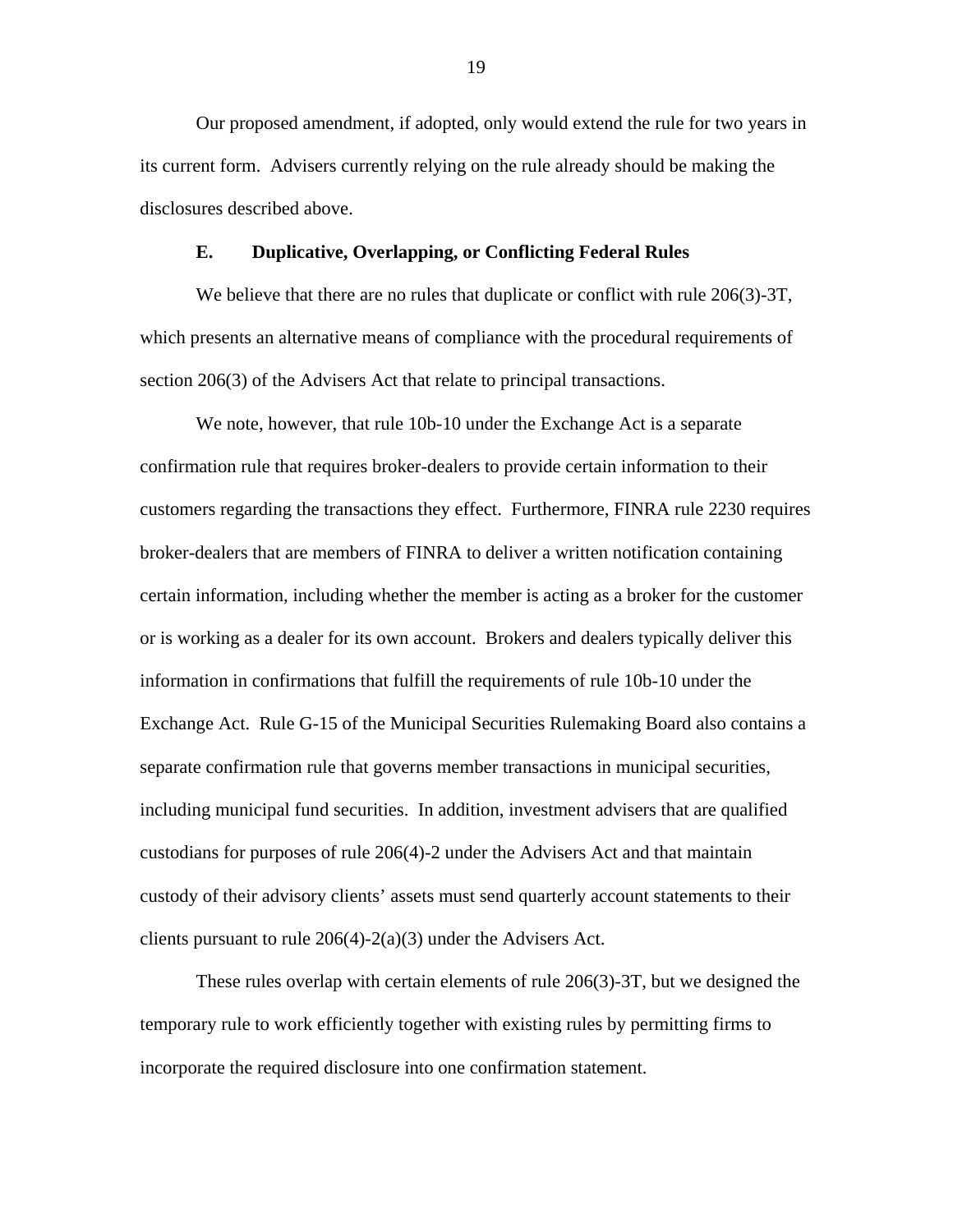Our proposed amendment, if adopted, only would extend the rule for two years in its current form. Advisers currently relying on the rule already should be making the disclosures described above.

### E. Duplicative, Overlapping, or Conflicting Federal Rules

We believe that there are no rules that duplicate or conflict with rule 206(3)-3T, which presents an alternative means of compliance with the procedural requirements of section 206(3) of the Advisers Act that relate to principal transactions.

We note, however, that rule 10b-10 under the Exchange Act is a separate confirmation rule that requires broker-dealers to provide certain information to their customers regarding the transactions they effect. Furthermore, FINRA rule 2230 requires broker-dealers that are members of FINRA to deliver a written notification containing certain information, including whether the member is acting as a broker for the customer or is working as a dealer for its own account. Brokers and dealers typically deliver this information in confirmations that fulfill the requirements of rule 10b-10 under the Exchange Act. Rule G-15 of the Municipal Securities Rulemaking Board also contains a separate confirmation rule that governs member transactions in municipal securities, including municipal fund securities. In addition, investment advisers that are qualified custodians for purposes of rule 206(4)-2 under the Advisers Act and that maintain custody of their advisory clients' assets must send quarterly account statements to their clients pursuant to rule 206(4)-2(a)(3) under the Advisers Act.

These rules overlap with certain elements of rule 206(3)-3T, but we designed the temporary rule to work efficiently together with existing rules by permitting firms to incorporate the required disclosure into one confirmation statement.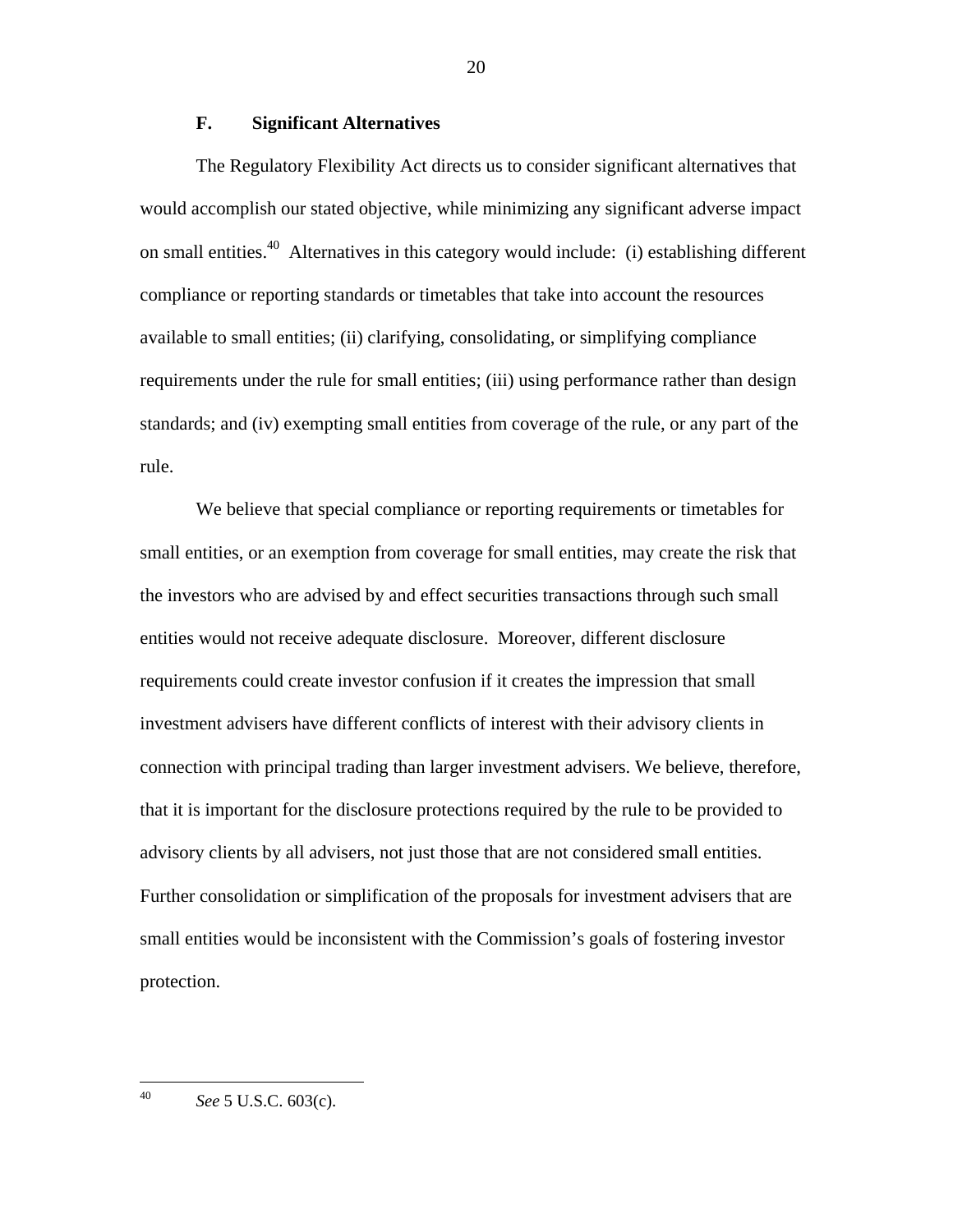### F. Significant Alternatives

The Regulatory Flexibility Act directs us to consider significant alternatives that would accomplish our stated objective, while minimizing any significant adverse impact on small entities.[40] Alternatives in this category would include: (i) establishing different compliance or reporting standards or timetables that take into account the resources available to small entities; (ii) clarifying, consolidating, or simplifying compliance requirements under the rule for small entities; (iii) using performance rather than design standards; and (iv) exempting small entities from coverage of the rule, or any part of the rule.

We believe that special compliance or reporting requirements or timetables for small entities, or an exemption from coverage for small entities, may create the risk that the investors who are advised by and effect securities transactions through such small entities would not receive adequate disclosure. Moreover, different disclosure requirements could create investor confusion if it creates the impression that small investment advisers have different conflicts of interest with their advisory clients in connection with principal trading than larger investment advisers. We believe, therefore, that it is important for the disclosure protections required by the rule to be provided to advisory clients by all advisers, not just those that are not considered small entities. Further consolidation or simplification of the proposals for investment advisers that are small entities would be inconsistent with the Commission's goals of fostering investor protection.

---

[40] *See* 5 U.S.C. 603(c).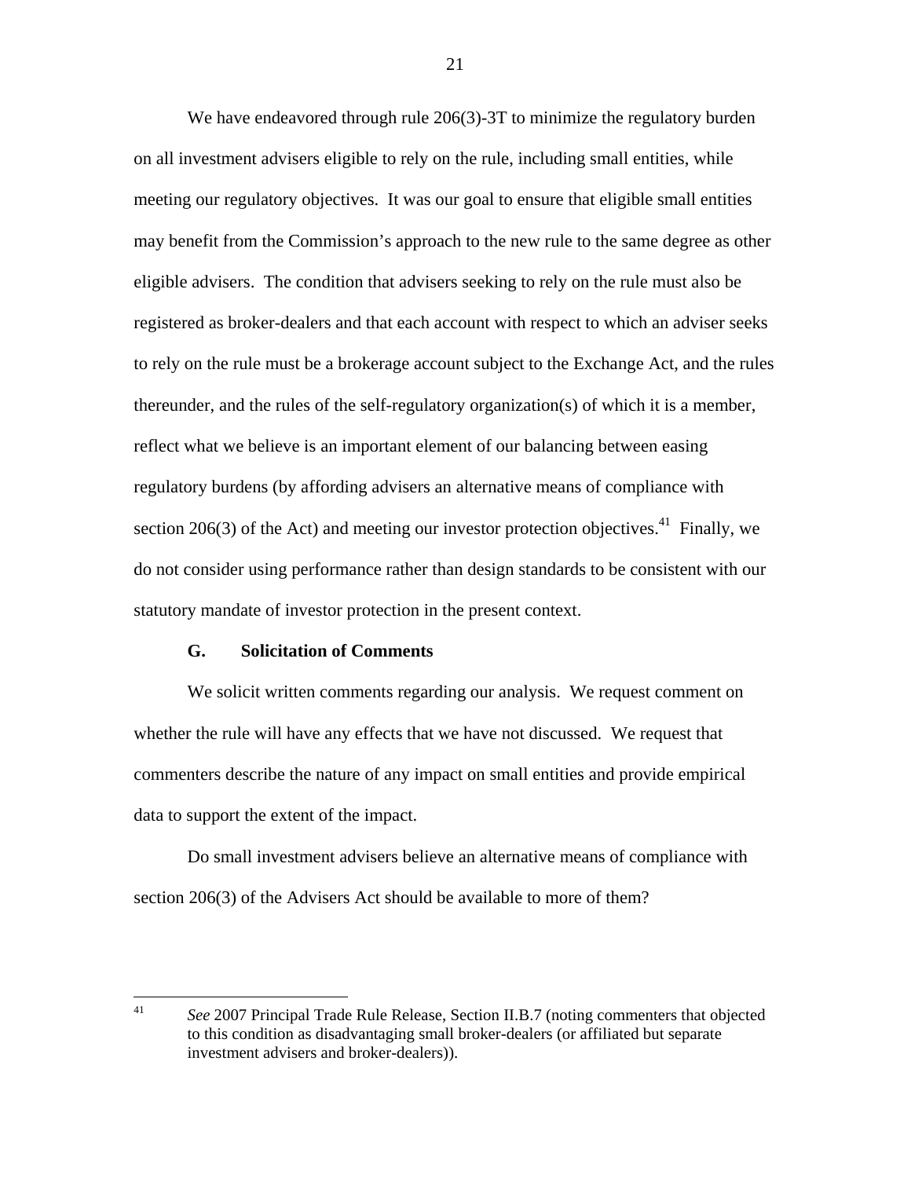We have endeavored through rule 206(3)-3T to minimize the regulatory burden on all investment advisers eligible to rely on the rule, including small entities, while meeting our regulatory objectives. It was our goal to ensure that eligible small entities may benefit from the Commission's approach to the new rule to the same degree as other eligible advisers. The condition that advisers seeking to rely on the rule must also be registered as broker-dealers and that each account with respect to which an adviser seeks to rely on the rule must be a brokerage account subject to the Exchange Act, and the rules thereunder, and the rules of the self-regulatory organization(s) of which it is a member, reflect what we believe is an important element of our balancing between easing regulatory burdens (by affording advisers an alternative means of compliance with section 206(3) of the Act) and meeting our investor protection objectives.[41] Finally, we do not consider using performance rather than design standards to be consistent with our statutory mandate of investor protection in the present context.

### G. Solicitation of Comments

We solicit written comments regarding our analysis. We request comment on whether the rule will have any effects that we have not discussed. We request that commenters describe the nature of any impact on small entities and provide empirical data to support the extent of the impact.

Do small investment advisers believe an alternative means of compliance with section 206(3) of the Advisers Act should be available to more of them?

---

[41] *See* 2007 Principal Trade Rule Release, Section II.B.7 (noting commenters that objected to this condition as disadvantaging small broker-dealers (or affiliated but separate investment advisers and broker-dealers)).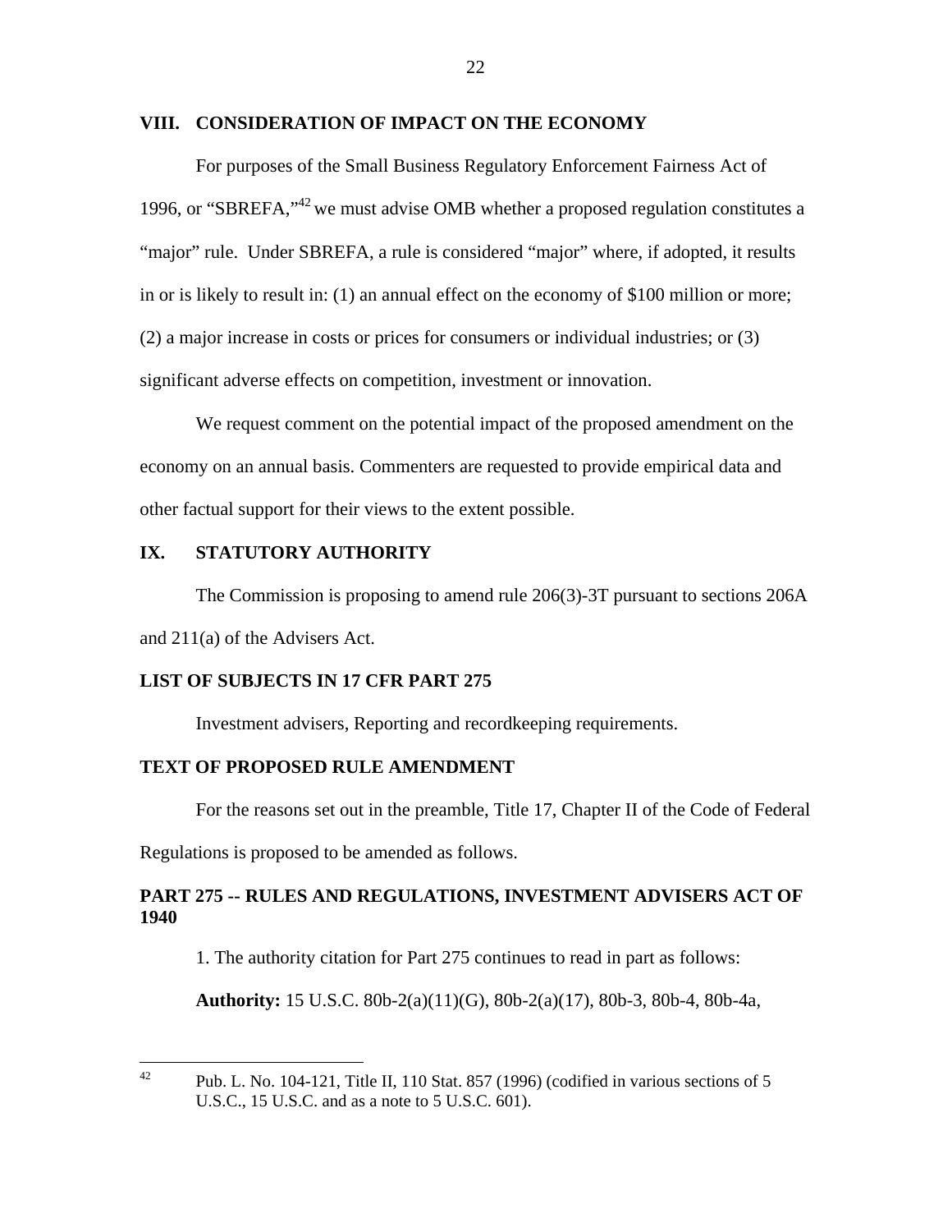## VIII. CONSIDERATION OF IMPACT ON THE ECONOMY

For purposes of the Small Business Regulatory Enforcement Fairness Act of 1996, or "SBREFA,"[42] we must advise OMB whether a proposed regulation constitutes a "major" rule. Under SBREFA, a rule is considered "major" where, if adopted, it results in or is likely to result in: (1) an annual effect on the economy of $100 million or more; (2) a major increase in costs or prices for consumers or individual industries; or (3) significant adverse effects on competition, investment or innovation.

We request comment on the potential impact of the proposed amendment on the economy on an annual basis. Commenters are requested to provide empirical data and other factual support for their views to the extent possible.

## IX. STATUTORY AUTHORITY

The Commission is proposing to amend rule 206(3)-3T pursuant to sections 206A and 211(a) of the Advisers Act.

## LIST OF SUBJECTS IN 17 CFR PART 275

Investment advisers, Reporting and recordkeeping requirements.

## TEXT OF PROPOSED RULE AMENDMENT

For the reasons set out in the preamble, Title 17, Chapter II of the Code of Federal Regulations is proposed to be amended as follows.

## PART 275 -- RULES AND REGULATIONS, INVESTMENT ADVISERS ACT OF 1940

1. The authority citation for Part 275 continues to read in part as follows:

**Authority:** 15 U.S.C. 80b-2(a)(11)(G), 80b-2(a)(17), 80b-3, 80b-4, 80b-4a,

---

[42] Pub. L. No. 104-121, Title II, 110 Stat. 857 (1996) (codified in various sections of 5 U.S.C., 15 U.S.C. and as a note to 5 U.S.C. 601).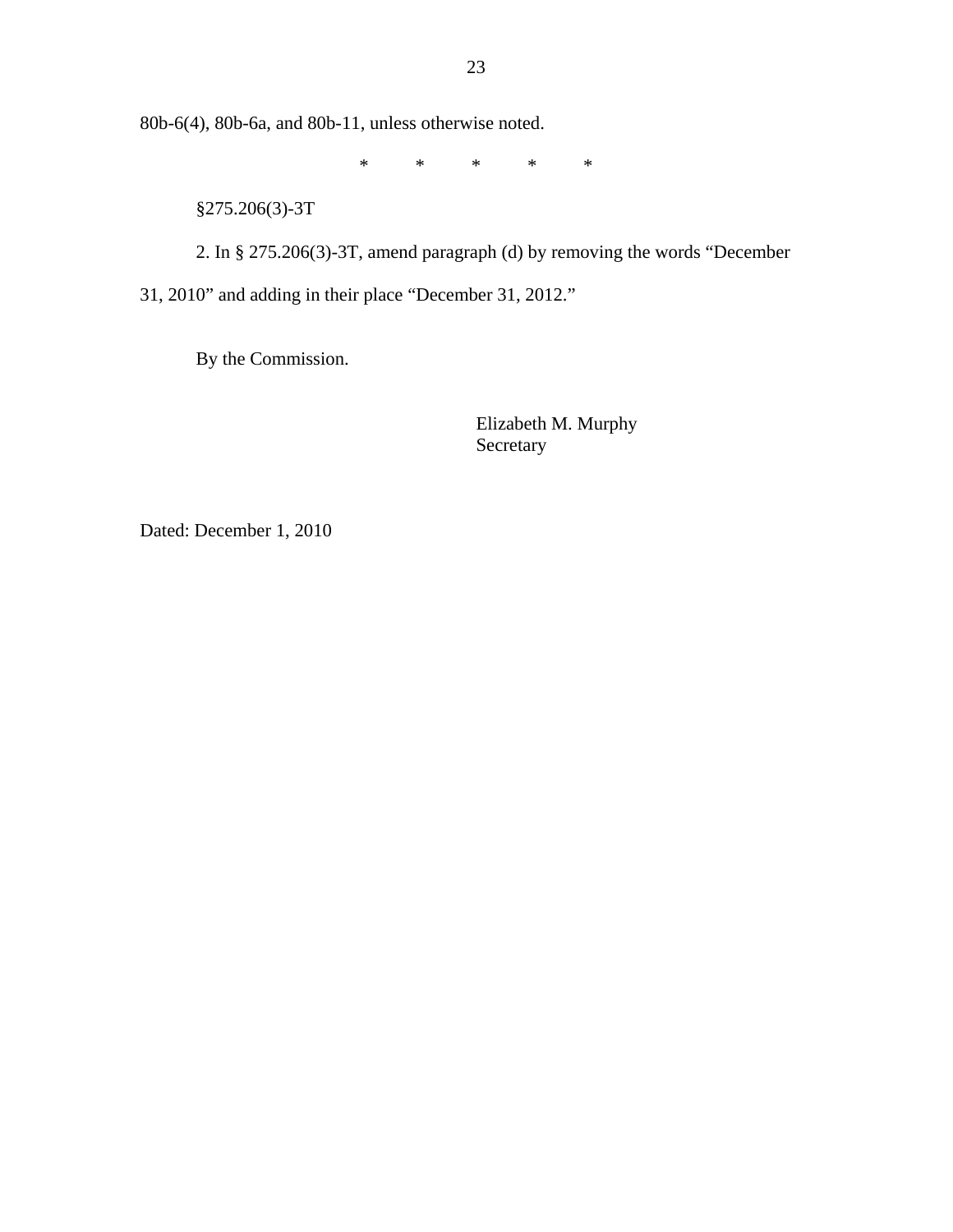80b-6(4), 80b-6a, and 80b-11, unless otherwise noted.

\*          \*          \*          \*          \*

§275.206(3)-3T

2. In § 275.206(3)-3T, amend paragraph (d) by removing the words “December 31, 2010” and adding in their place “December 31, 2012.”

By the Commission.

Elizabeth M. Murphy
Secretary

Dated: December 1, 2010